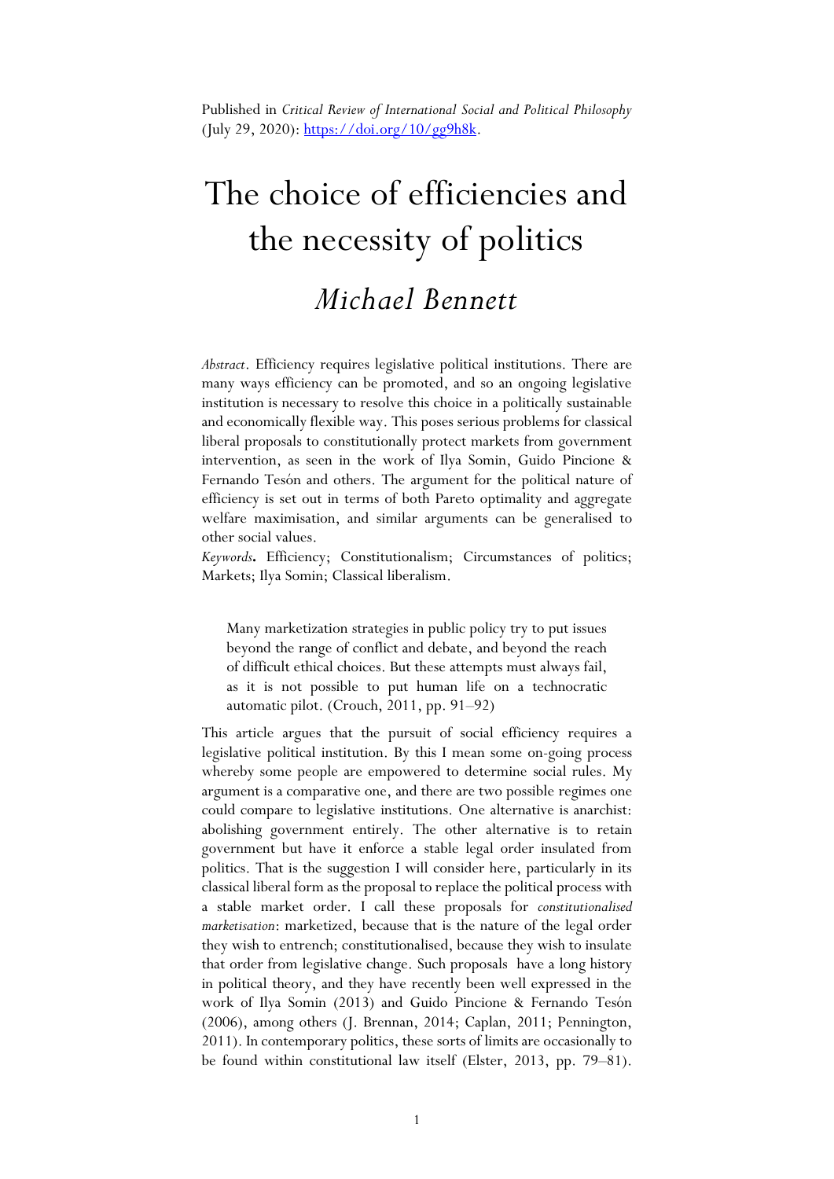Published in *Critical Review of International Social and Political Philosophy* (July 29, 2020): https://doi.org/10/gg9h8k.

# The choice of efficiencies and the necessity of politics

## *Michael Bennett*

*Abstract*. Efficiency requires legislative political institutions. There are many ways efficiency can be promoted, and so an ongoing legislative institution is necessary to resolve this choice in a politically sustainable and economically flexible way. This poses serious problems for classical liberal proposals to constitutionally protect markets from government intervention, as seen in the work of Ilya Somin, Guido Pincione & Fernando Tesón and others. The argument for the political nature of efficiency is set out in terms of both Pareto optimality and aggregate welfare maximisation, and similar arguments can be generalised to other social values.

*Keywords***.** Efficiency; Constitutionalism; Circumstances of politics; Markets; Ilya Somin; Classical liberalism.

> Many marketization strategies in public policy try to put issues beyond the range of conflict and debate, and beyond the reach of difficult ethical choices. But these attempts must always fail, as it is not possible to put human life on a technocratic automatic pilot. (Crouch, 2011, pp. 91–92)

This article argues that the pursuit of social efficiency requires a legislative political institution. By this I mean some on-going process whereby some people are empowered to determine social rules. My argument is a comparative one, and there are two possible regimes one could compare to legislative institutions. One alternative is anarchist: abolishing government entirely. The other alternative is to retain government but have it enforce a stable legal order insulated from politics. That is the suggestion I will consider here, particularly in its classical liberal form as the proposal to replace the political process with a stable market order. I call these proposals for *constitutionalised marketisation*: marketized, because that is the nature of the legal order they wish to entrench; constitutionalised, because they wish to insulate that order from legislative change. Such proposals have a long history in political theory, and they have recently been well expressed in the work of Ilya Somin (2013) and Guido Pincione & Fernando Tesón (2006), among others (J. Brennan, 2014; Caplan, 2011; Pennington, 2011). In contemporary politics, these sorts of limits are occasionally to be found within constitutional law itself (Elster, 2013, pp. 79–81).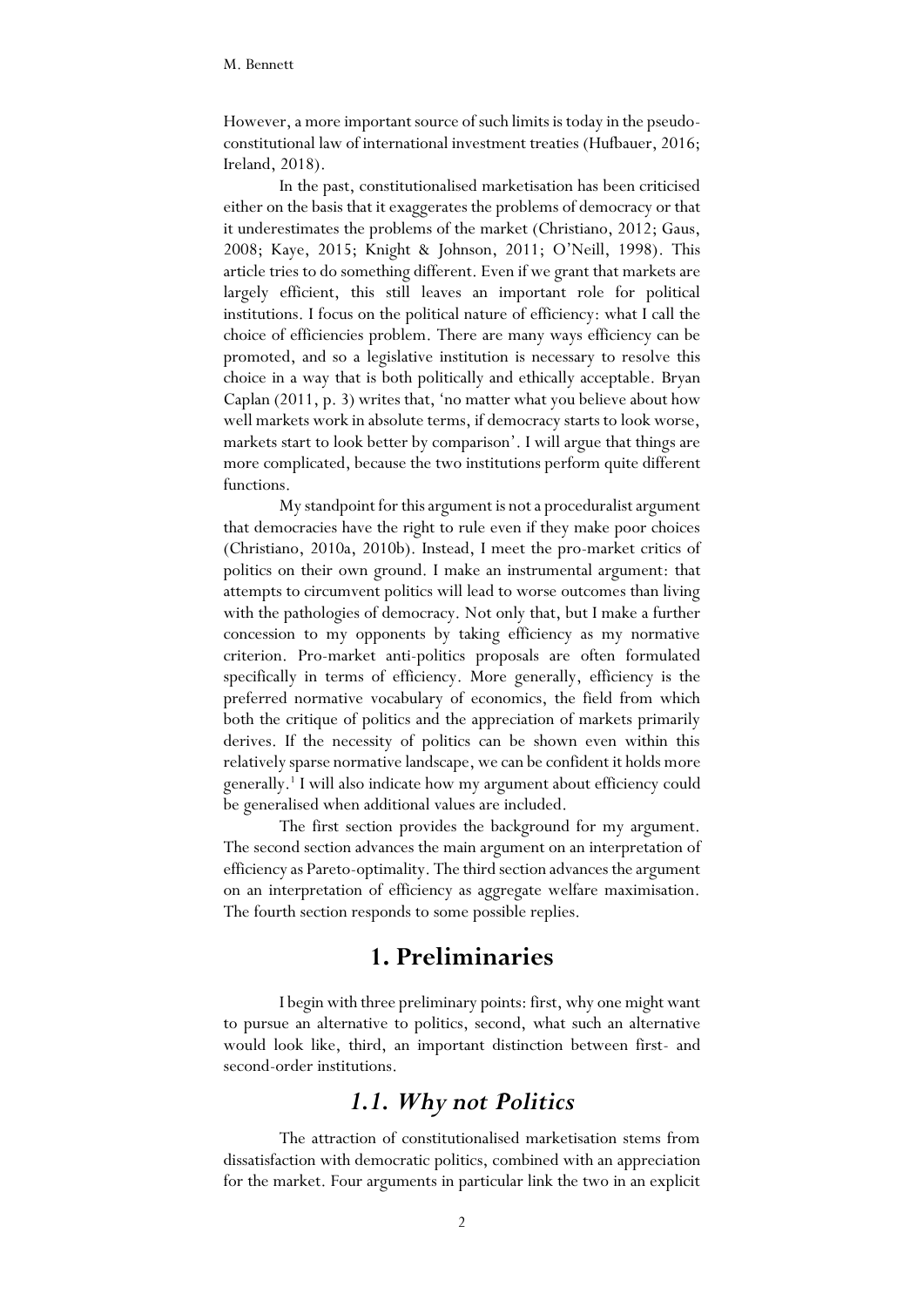However, a more important source of such limits is today in the pseudo-constitutional law of international investment treaties (Hufbauer, 2016; Ireland, 2018).

In the past, constitutionalised marketisation has been criticised either on the basis that it exaggerates the problems of democracy or that it underestimates the problems of the market (Christiano, 2012; Gaus, 2008; Kaye, 2015; Knight & Johnson, 2011; O'Neill, 1998). This article tries to do something different. Even if we grant that markets are largely efficient, this still leaves an important role for political institutions. I focus on the political nature of efficiency: what I call the choice of efficiencies problem. There are many ways efficiency can be promoted, and so a legislative institution is necessary to resolve this choice in a way that is both politically and ethically acceptable. Bryan Caplan (2011, p. 3) writes that, 'no matter what you believe about how well markets work in absolute terms, if democracy starts to look worse, markets start to look better by comparison'. I will argue that things are more complicated, because the two institutions perform quite different functions.

My standpoint for this argument is not a proceduralist argument that democracies have the right to rule even if they make poor choices (Christiano, 2010a, 2010b). Instead, I meet the pro-market critics of politics on their own ground. I make an instrumental argument: that attempts to circumvent politics will lead to worse outcomes than living with the pathologies of democracy. Not only that, but I make a further concession to my opponents by taking efficiency as my normative criterion. Pro-market anti-politics proposals are often formulated specifically in terms of efficiency. More generally, efficiency is the preferred normative vocabulary of economics, the field from which both the critique of politics and the appreciation of markets primarily derives. If the necessity of politics can be shown even within this relatively sparse normative landscape, we can be confident it holds more generally.[1] I will also indicate how my argument about efficiency could be generalised when additional values are included.

The first section provides the background for my argument. The second section advances the main argument on an interpretation of efficiency as Pareto-optimality. The third section advances the argument on an interpretation of efficiency as aggregate welfare maximisation. The fourth section responds to some possible replies.

# 1. Preliminaries

I begin with three preliminary points: first, why one might want to pursue an alternative to politics, second, what such an alternative would look like, third, an important distinction between first- and second-order institutions.

## *1.1. Why not Politics*

The attraction of constitutionalised marketisation stems from dissatisfaction with democratic politics, combined with an appreciation for the market. Four arguments in particular link the two in an explicit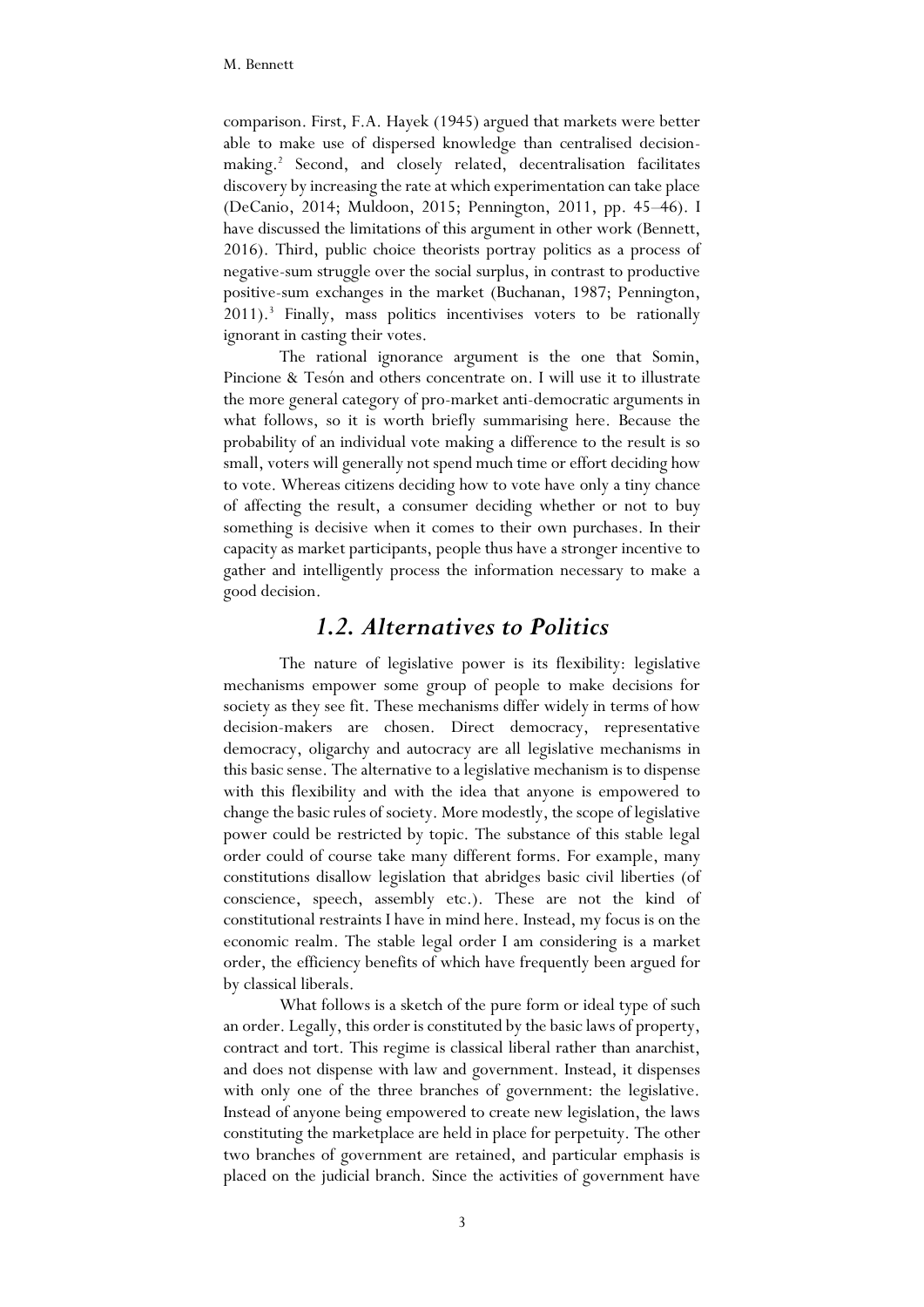comparison. First, F.A. Hayek (1945) argued that markets were better able to make use of dispersed knowledge than centralised decision-making.[2] Second, and closely related, decentralisation facilitates discovery by increasing the rate at which experimentation can take place (DeCanio, 2014; Muldoon, 2015; Pennington, 2011, pp. 45–46). I have discussed the limitations of this argument in other work (Bennett, 2016). Third, public choice theorists portray politics as a process of negative-sum struggle over the social surplus, in contrast to productive positive-sum exchanges in the market (Buchanan, 1987; Pennington, 2011).[3] Finally, mass politics incentivises voters to be rationally ignorant in casting their votes.

The rational ignorance argument is the one that Somin, Pincione & Tesón and others concentrate on. I will use it to illustrate the more general category of pro-market anti-democratic arguments in what follows, so it is worth briefly summarising here. Because the probability of an individual vote making a difference to the result is so small, voters will generally not spend much time or effort deciding how to vote. Whereas citizens deciding how to vote have only a tiny chance of affecting the result, a consumer deciding whether or not to buy something is decisive when it comes to their own purchases. In their capacity as market participants, people thus have a stronger incentive to gather and intelligently process the information necessary to make a good decision.

## *1.2. Alternatives to Politics*

The nature of legislative power is its flexibility: legislative mechanisms empower some group of people to make decisions for society as they see fit. These mechanisms differ widely in terms of how decision-makers are chosen. Direct democracy, representative democracy, oligarchy and autocracy are all legislative mechanisms in this basic sense. The alternative to a legislative mechanism is to dispense with this flexibility and with the idea that anyone is empowered to change the basic rules of society. More modestly, the scope of legislative power could be restricted by topic. The substance of this stable legal order could of course take many different forms. For example, many constitutions disallow legislation that abridges basic civil liberties (of conscience, speech, assembly etc.). These are not the kind of constitutional restraints I have in mind here. Instead, my focus is on the economic realm. The stable legal order I am considering is a market order, the efficiency benefits of which have frequently been argued for by classical liberals.

What follows is a sketch of the pure form or ideal type of such an order. Legally, this order is constituted by the basic laws of property, contract and tort. This regime is classical liberal rather than anarchist, and does not dispense with law and government. Instead, it dispenses with only one of the three branches of government: the legislative. Instead of anyone being empowered to create new legislation, the laws constituting the marketplace are held in place for perpetuity. The other two branches of government are retained, and particular emphasis is placed on the judicial branch. Since the activities of government have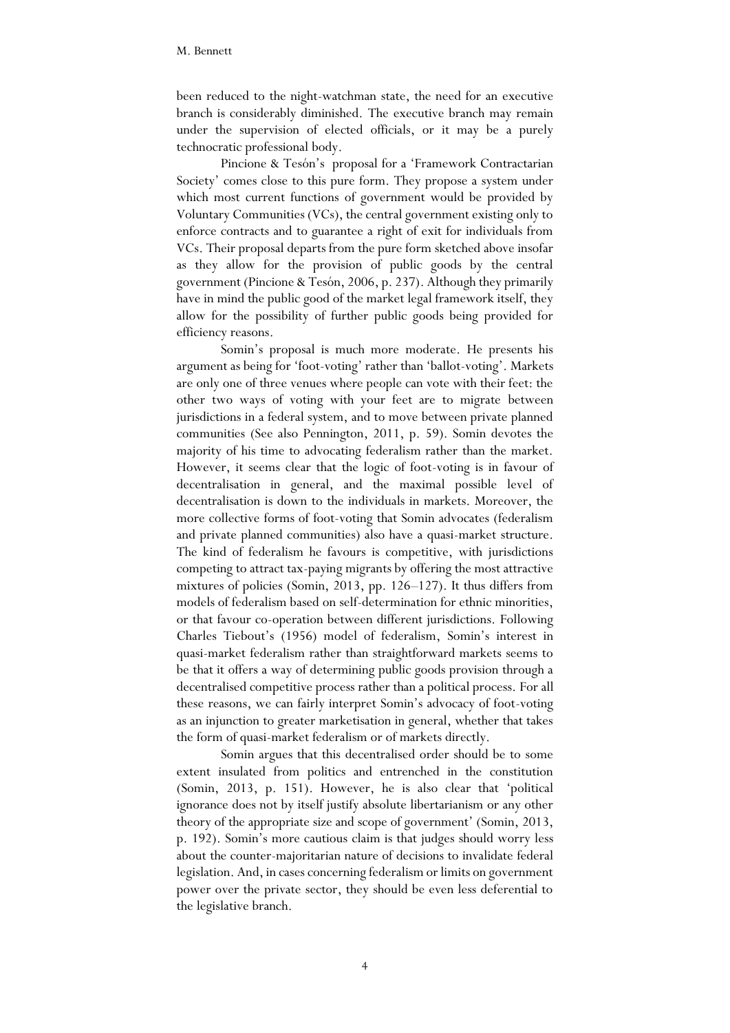been reduced to the night-watchman state, the need for an executive branch is considerably diminished. The executive branch may remain under the supervision of elected officials, or it may be a purely technocratic professional body.

Pincione & Tesón's proposal for a 'Framework Contractarian Society' comes close to this pure form. They propose a system under which most current functions of government would be provided by Voluntary Communities (VCs), the central government existing only to enforce contracts and to guarantee a right of exit for individuals from VCs. Their proposal departs from the pure form sketched above insofar as they allow for the provision of public goods by the central government (Pincione & Tesón, 2006, p. 237). Although they primarily have in mind the public good of the market legal framework itself, they allow for the possibility of further public goods being provided for efficiency reasons.

Somin's proposal is much more moderate. He presents his argument as being for 'foot-voting' rather than 'ballot-voting'. Markets are only one of three venues where people can vote with their feet: the other two ways of voting with your feet are to migrate between jurisdictions in a federal system, and to move between private planned communities (See also Pennington, 2011, p. 59). Somin devotes the majority of his time to advocating federalism rather than the market. However, it seems clear that the logic of foot-voting is in favour of decentralisation in general, and the maximal possible level of decentralisation is down to the individuals in markets. Moreover, the more collective forms of foot-voting that Somin advocates (federalism and private planned communities) also have a quasi-market structure. The kind of federalism he favours is competitive, with jurisdictions competing to attract tax-paying migrants by offering the most attractive mixtures of policies (Somin, 2013, pp. 126–127). It thus differs from models of federalism based on self-determination for ethnic minorities, or that favour co-operation between different jurisdictions. Following Charles Tiebout's (1956) model of federalism, Somin's interest in quasi-market federalism rather than straightforward markets seems to be that it offers a way of determining public goods provision through a decentralised competitive process rather than a political process. For all these reasons, we can fairly interpret Somin's advocacy of foot-voting as an injunction to greater marketisation in general, whether that takes the form of quasi-market federalism or of markets directly.

Somin argues that this decentralised order should be to some extent insulated from politics and entrenched in the constitution (Somin, 2013, p. 151). However, he is also clear that 'political ignorance does not by itself justify absolute libertarianism or any other theory of the appropriate size and scope of government' (Somin, 2013, p. 192). Somin's more cautious claim is that judges should worry less about the counter-majoritarian nature of decisions to invalidate federal legislation. And, in cases concerning federalism or limits on government power over the private sector, they should be even less deferential to the legislative branch.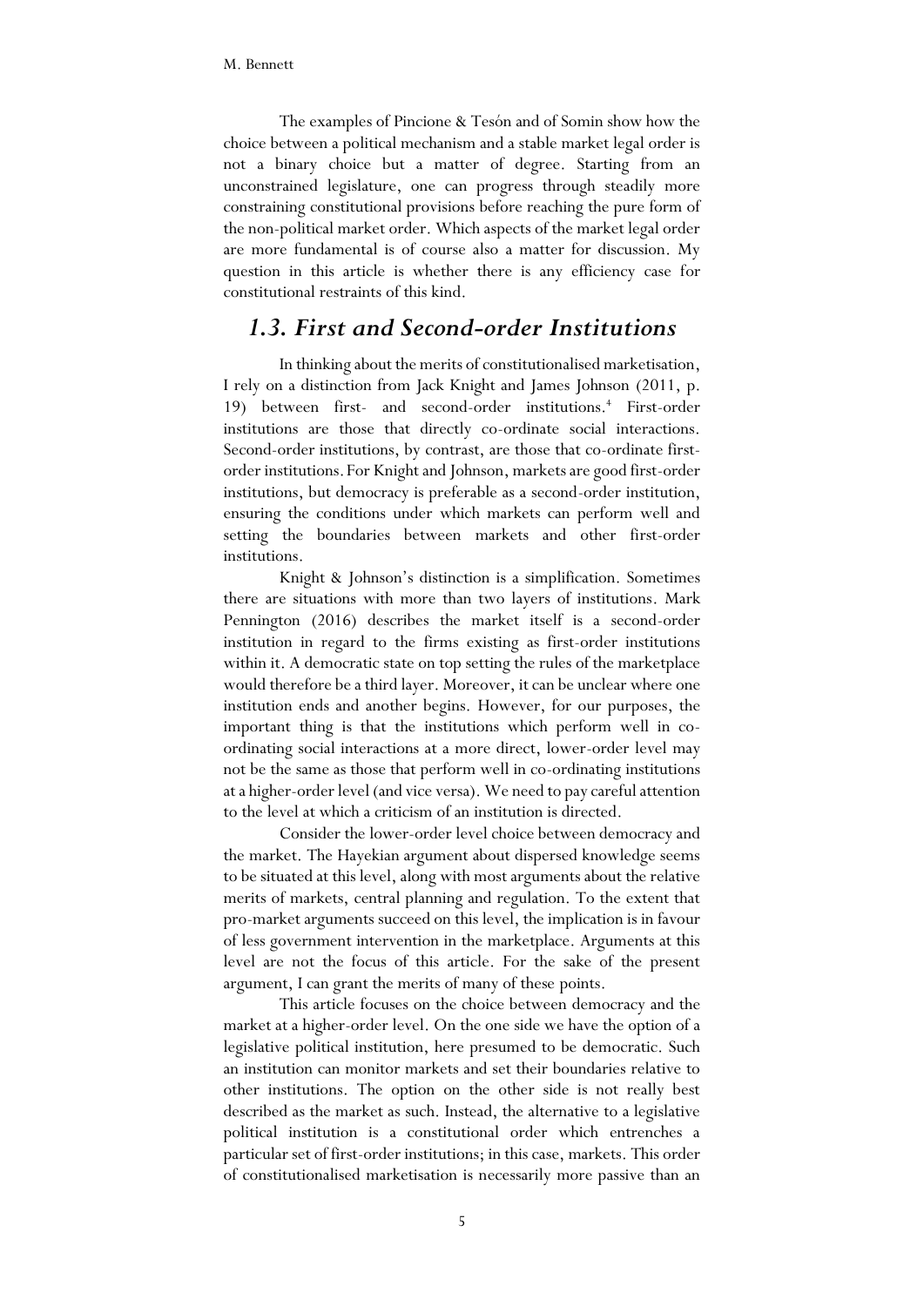The examples of Pincione & Tesón and of Somin show how the choice between a political mechanism and a stable market legal order is not a binary choice but a matter of degree. Starting from an unconstrained legislature, one can progress through steadily more constraining constitutional provisions before reaching the pure form of the non-political market order. Which aspects of the market legal order are more fundamental is of course also a matter for discussion. My question in this article is whether there is any efficiency case for constitutional restraints of this kind.

## *1.3. First and Second-order Institutions*

In thinking about the merits of constitutionalised marketisation, I rely on a distinction from Jack Knight and James Johnson (2011, p. 19) between first- and second-order institutions.[4] First-order institutions are those that directly co-ordinate social interactions. Second-order institutions, by contrast, are those that co-ordinate first-order institutions. For Knight and Johnson, markets are good first-order institutions, but democracy is preferable as a second-order institution, ensuring the conditions under which markets can perform well and setting the boundaries between markets and other first-order institutions.

Knight & Johnson's distinction is a simplification. Sometimes there are situations with more than two layers of institutions. Mark Pennington (2016) describes the market itself is a second-order institution in regard to the firms existing as first-order institutions within it. A democratic state on top setting the rules of the marketplace would therefore be a third layer. Moreover, it can be unclear where one institution ends and another begins. However, for our purposes, the important thing is that the institutions which perform well in co-ordinating social interactions at a more direct, lower-order level may not be the same as those that perform well in co-ordinating institutions at a higher-order level (and vice versa). We need to pay careful attention to the level at which a criticism of an institution is directed.

Consider the lower-order level choice between democracy and the market. The Hayekian argument about dispersed knowledge seems to be situated at this level, along with most arguments about the relative merits of markets, central planning and regulation. To the extent that pro-market arguments succeed on this level, the implication is in favour of less government intervention in the marketplace. Arguments at this level are not the focus of this article. For the sake of the present argument, I can grant the merits of many of these points.

This article focuses on the choice between democracy and the market at a higher-order level. On the one side we have the option of a legislative political institution, here presumed to be democratic. Such an institution can monitor markets and set their boundaries relative to other institutions. The option on the other side is not really best described as the market as such. Instead, the alternative to a legislative political institution is a constitutional order which entrenches a particular set of first-order institutions; in this case, markets. This order of constitutionalised marketisation is necessarily more passive than an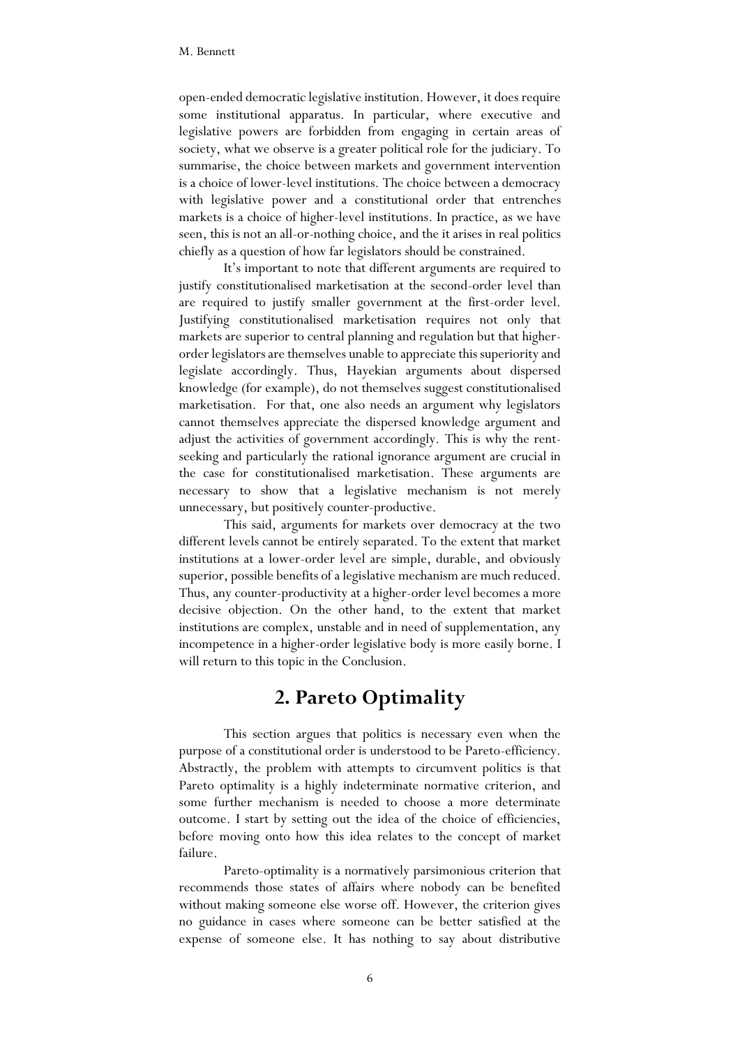open-ended democratic legislative institution. However, it does require some institutional apparatus. In particular, where executive and legislative powers are forbidden from engaging in certain areas of society, what we observe is a greater political role for the judiciary. To summarise, the choice between markets and government intervention is a choice of lower-level institutions. The choice between a democracy with legislative power and a constitutional order that entrenches markets is a choice of higher-level institutions. In practice, as we have seen, this is not an all-or-nothing choice, and the it arises in real politics chiefly as a question of how far legislators should be constrained.

It's important to note that different arguments are required to justify constitutionalised marketisation at the second-order level than are required to justify smaller government at the first-order level. Justifying constitutionalised marketisation requires not only that markets are superior to central planning and regulation but that higher-order legislators are themselves unable to appreciate this superiority and legislate accordingly. Thus, Hayekian arguments about dispersed knowledge (for example), do not themselves suggest constitutionalised marketisation. For that, one also needs an argument why legislators cannot themselves appreciate the dispersed knowledge argument and adjust the activities of government accordingly. This is why the rent-seeking and particularly the rational ignorance argument are crucial in the case for constitutionalised marketisation. These arguments are necessary to show that a legislative mechanism is not merely unnecessary, but positively counter-productive.

This said, arguments for markets over democracy at the two different levels cannot be entirely separated. To the extent that market institutions at a lower-order level are simple, durable, and obviously superior, possible benefits of a legislative mechanism are much reduced. Thus, any counter-productivity at a higher-order level becomes a more decisive objection. On the other hand, to the extent that market institutions are complex, unstable and in need of supplementation, any incompetence in a higher-order legislative body is more easily borne. I will return to this topic in the Conclusion.

## 2. Pareto Optimality

This section argues that politics is necessary even when the purpose of a constitutional order is understood to be Pareto-efficiency. Abstractly, the problem with attempts to circumvent politics is that Pareto optimality is a highly indeterminate normative criterion, and some further mechanism is needed to choose a more determinate outcome. I start by setting out the idea of the choice of efficiencies, before moving onto how this idea relates to the concept of market failure.

Pareto-optimality is a normatively parsimonious criterion that recommends those states of affairs where nobody can be benefited without making someone else worse off. However, the criterion gives no guidance in cases where someone can be better satisfied at the expense of someone else. It has nothing to say about distributive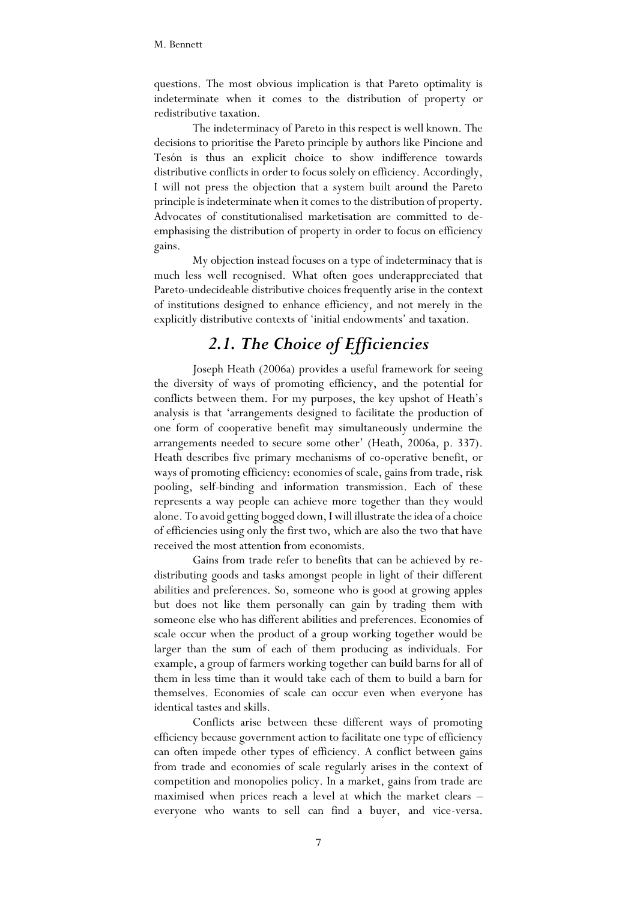questions. The most obvious implication is that Pareto optimality is indeterminate when it comes to the distribution of property or redistributive taxation.

The indeterminacy of Pareto in this respect is well known. The decisions to prioritise the Pareto principle by authors like Pincione and Tesón is thus an explicit choice to show indifference towards distributive conflicts in order to focus solely on efficiency. Accordingly, I will not press the objection that a system built around the Pareto principle is indeterminate when it comes to the distribution of property. Advocates of constitutionalised marketisation are committed to de-emphasising the distribution of property in order to focus on efficiency gains.

My objection instead focuses on a type of indeterminacy that is much less well recognised. What often goes underappreciated that Pareto-undecideable distributive choices frequently arise in the context of institutions designed to enhance efficiency, and not merely in the explicitly distributive contexts of 'initial endowments' and taxation.

## *2.1. The Choice of Efficiencies*

Joseph Heath (2006a) provides a useful framework for seeing the diversity of ways of promoting efficiency, and the potential for conflicts between them. For my purposes, the key upshot of Heath's analysis is that 'arrangements designed to facilitate the production of one form of cooperative benefit may simultaneously undermine the arrangements needed to secure some other' (Heath, 2006a, p. 337). Heath describes five primary mechanisms of co-operative benefit, or ways of promoting efficiency: economies of scale, gains from trade, risk pooling, self-binding and information transmission. Each of these represents a way people can achieve more together than they would alone. To avoid getting bogged down, I will illustrate the idea of a choice of efficiencies using only the first two, which are also the two that have received the most attention from economists.

Gains from trade refer to benefits that can be achieved by re-distributing goods and tasks amongst people in light of their different abilities and preferences. So, someone who is good at growing apples but does not like them personally can gain by trading them with someone else who has different abilities and preferences. Economies of scale occur when the product of a group working together would be larger than the sum of each of them producing as individuals. For example, a group of farmers working together can build barns for all of them in less time than it would take each of them to build a barn for themselves. Economies of scale can occur even when everyone has identical tastes and skills.

Conflicts arise between these different ways of promoting efficiency because government action to facilitate one type of efficiency can often impede other types of efficiency. A conflict between gains from trade and economies of scale regularly arises in the context of competition and monopolies policy. In a market, gains from trade are maximised when prices reach a level at which the market clears – everyone who wants to sell can find a buyer, and vice-versa.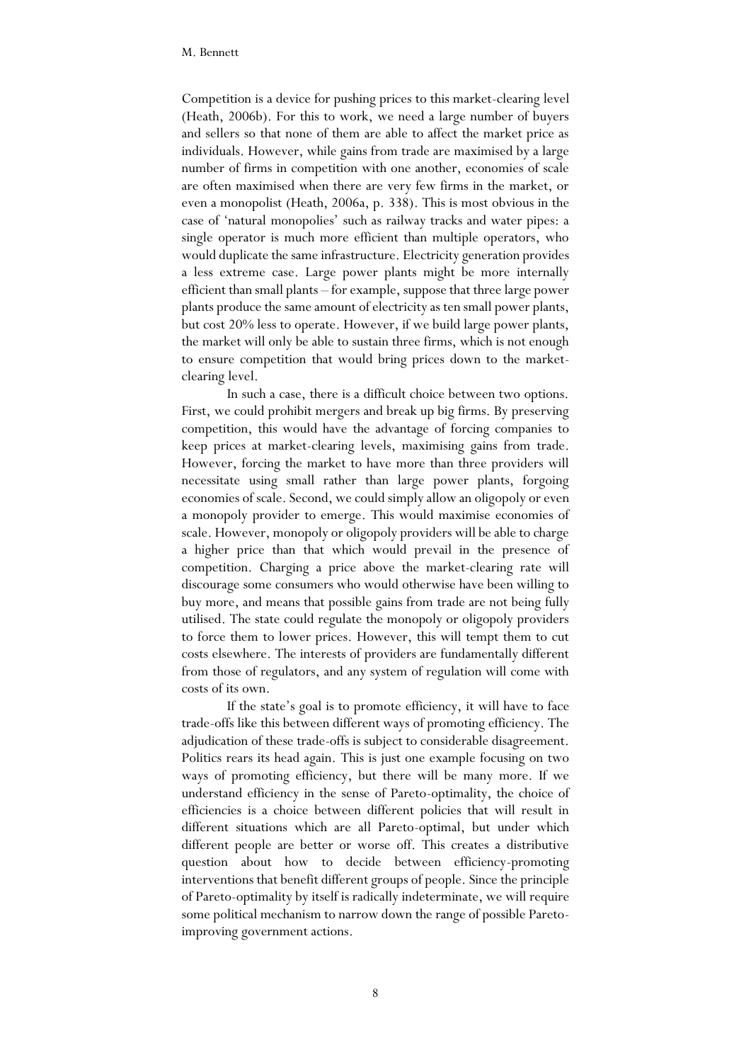Competition is a device for pushing prices to this market-clearing level (Heath, 2006b). For this to work, we need a large number of buyers and sellers so that none of them are able to affect the market price as individuals. However, while gains from trade are maximised by a large number of firms in competition with one another, economies of scale are often maximised when there are very few firms in the market, or even a monopolist (Heath, 2006a, p. 338). This is most obvious in the case of 'natural monopolies' such as railway tracks and water pipes: a single operator is much more efficient than multiple operators, who would duplicate the same infrastructure. Electricity generation provides a less extreme case. Large power plants might be more internally efficient than small plants – for example, suppose that three large power plants produce the same amount of electricity as ten small power plants, but cost 20% less to operate. However, if we build large power plants, the market will only be able to sustain three firms, which is not enough to ensure competition that would bring prices down to the market-clearing level.

In such a case, there is a difficult choice between two options. First, we could prohibit mergers and break up big firms. By preserving competition, this would have the advantage of forcing companies to keep prices at market-clearing levels, maximising gains from trade. However, forcing the market to have more than three providers will necessitate using small rather than large power plants, forgoing economies of scale. Second, we could simply allow an oligopoly or even a monopoly provider to emerge. This would maximise economies of scale. However, monopoly or oligopoly providers will be able to charge a higher price than that which would prevail in the presence of competition. Charging a price above the market-clearing rate will discourage some consumers who would otherwise have been willing to buy more, and means that possible gains from trade are not being fully utilised. The state could regulate the monopoly or oligopoly providers to force them to lower prices. However, this will tempt them to cut costs elsewhere. The interests of providers are fundamentally different from those of regulators, and any system of regulation will come with costs of its own.

If the state's goal is to promote efficiency, it will have to face trade-offs like this between different ways of promoting efficiency. The adjudication of these trade-offs is subject to considerable disagreement. Politics rears its head again. This is just one example focusing on two ways of promoting efficiency, but there will be many more. If we understand efficiency in the sense of Pareto-optimality, the choice of efficiencies is a choice between different policies that will result in different situations which are all Pareto-optimal, but under which different people are better or worse off. This creates a distributive question about how to decide between efficiency-promoting interventions that benefit different groups of people. Since the principle of Pareto-optimality by itself is radically indeterminate, we will require some political mechanism to narrow down the range of possible Pareto-improving government actions.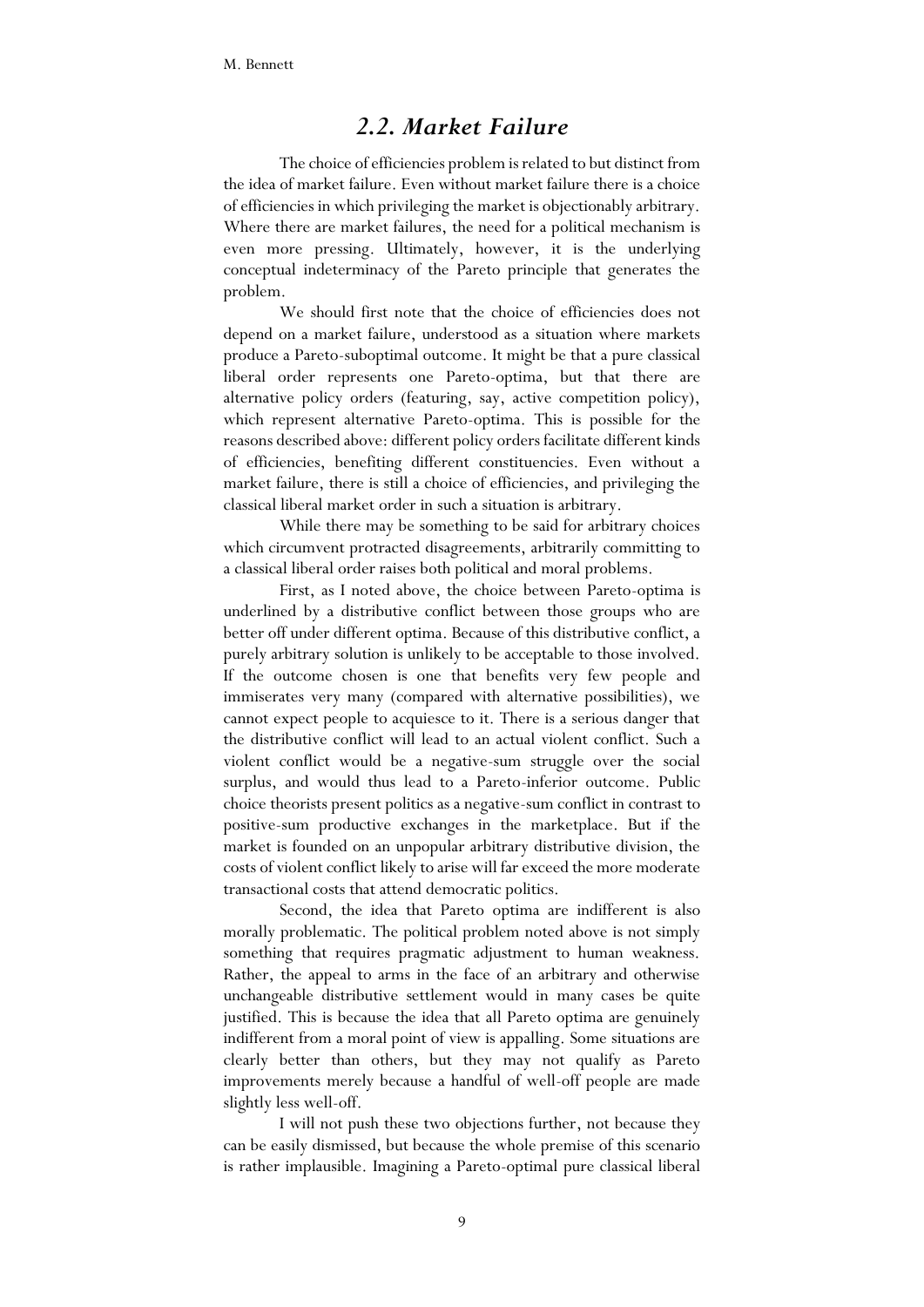## *2.2. Market Failure*

The choice of efficiencies problem is related to but distinct from the idea of market failure. Even without market failure there is a choice of efficiencies in which privileging the market is objectionably arbitrary. Where there are market failures, the need for a political mechanism is even more pressing. Ultimately, however, it is the underlying conceptual indeterminacy of the Pareto principle that generates the problem.

We should first note that the choice of efficiencies does not depend on a market failure, understood as a situation where markets produce a Pareto-suboptimal outcome. It might be that a pure classical liberal order represents one Pareto-optima, but that there are alternative policy orders (featuring, say, active competition policy), which represent alternative Pareto-optima. This is possible for the reasons described above: different policy orders facilitate different kinds of efficiencies, benefiting different constituencies. Even without a market failure, there is still a choice of efficiencies, and privileging the classical liberal market order in such a situation is arbitrary.

While there may be something to be said for arbitrary choices which circumvent protracted disagreements, arbitrarily committing to a classical liberal order raises both political and moral problems.

First, as I noted above, the choice between Pareto-optima is underlined by a distributive conflict between those groups who are better off under different optima. Because of this distributive conflict, a purely arbitrary solution is unlikely to be acceptable to those involved. If the outcome chosen is one that benefits very few people and immiserates very many (compared with alternative possibilities), we cannot expect people to acquiesce to it. There is a serious danger that the distributive conflict will lead to an actual violent conflict. Such a violent conflict would be a negative-sum struggle over the social surplus, and would thus lead to a Pareto-inferior outcome. Public choice theorists present politics as a negative-sum conflict in contrast to positive-sum productive exchanges in the marketplace. But if the market is founded on an unpopular arbitrary distributive division, the costs of violent conflict likely to arise will far exceed the more moderate transactional costs that attend democratic politics.

Second, the idea that Pareto optima are indifferent is also morally problematic. The political problem noted above is not simply something that requires pragmatic adjustment to human weakness. Rather, the appeal to arms in the face of an arbitrary and otherwise unchangeable distributive settlement would in many cases be quite justified. This is because the idea that all Pareto optima are genuinely indifferent from a moral point of view is appalling. Some situations are clearly better than others, but they may not qualify as Pareto improvements merely because a handful of well-off people are made slightly less well-off.

I will not push these two objections further, not because they can be easily dismissed, but because the whole premise of this scenario is rather implausible. Imagining a Pareto-optimal pure classical liberal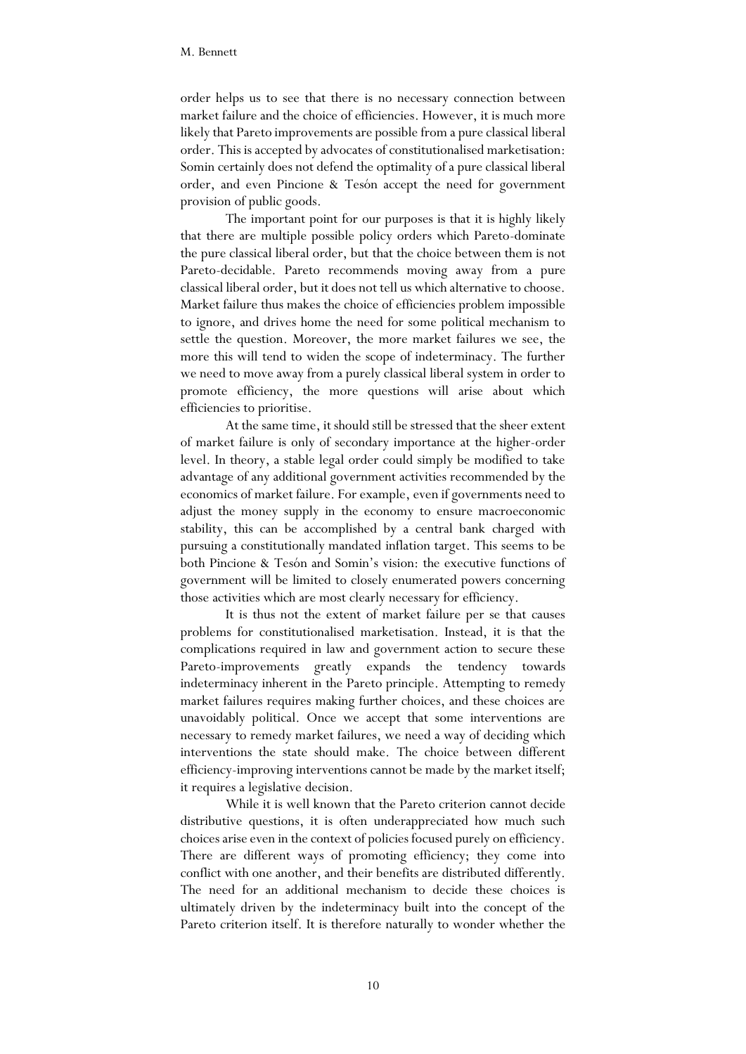order helps us to see that there is no necessary connection between market failure and the choice of efficiencies. However, it is much more likely that Pareto improvements are possible from a pure classical liberal order. This is accepted by advocates of constitutionalised marketisation: Somin certainly does not defend the optimality of a pure classical liberal order, and even Pincione & Tesón accept the need for government provision of public goods.

The important point for our purposes is that it is highly likely that there are multiple possible policy orders which Pareto-dominate the pure classical liberal order, but that the choice between them is not Pareto-decidable. Pareto recommends moving away from a pure classical liberal order, but it does not tell us which alternative to choose. Market failure thus makes the choice of efficiencies problem impossible to ignore, and drives home the need for some political mechanism to settle the question. Moreover, the more market failures we see, the more this will tend to widen the scope of indeterminacy. The further we need to move away from a purely classical liberal system in order to promote efficiency, the more questions will arise about which efficiencies to prioritise.

At the same time, it should still be stressed that the sheer extent of market failure is only of secondary importance at the higher-order level. In theory, a stable legal order could simply be modified to take advantage of any additional government activities recommended by the economics of market failure. For example, even if governments need to adjust the money supply in the economy to ensure macroeconomic stability, this can be accomplished by a central bank charged with pursuing a constitutionally mandated inflation target. This seems to be both Pincione & Tesón and Somin's vision: the executive functions of government will be limited to closely enumerated powers concerning those activities which are most clearly necessary for efficiency.

It is thus not the extent of market failure per se that causes problems for constitutionalised marketisation. Instead, it is that the complications required in law and government action to secure these Pareto-improvements greatly expands the tendency towards indeterminacy inherent in the Pareto principle. Attempting to remedy market failures requires making further choices, and these choices are unavoidably political. Once we accept that some interventions are necessary to remedy market failures, we need a way of deciding which interventions the state should make. The choice between different efficiency-improving interventions cannot be made by the market itself; it requires a legislative decision.

While it is well known that the Pareto criterion cannot decide distributive questions, it is often underappreciated how much such choices arise even in the context of policies focused purely on efficiency. There are different ways of promoting efficiency; they come into conflict with one another, and their benefits are distributed differently. The need for an additional mechanism to decide these choices is ultimately driven by the indeterminacy built into the concept of the Pareto criterion itself. It is therefore naturally to wonder whether the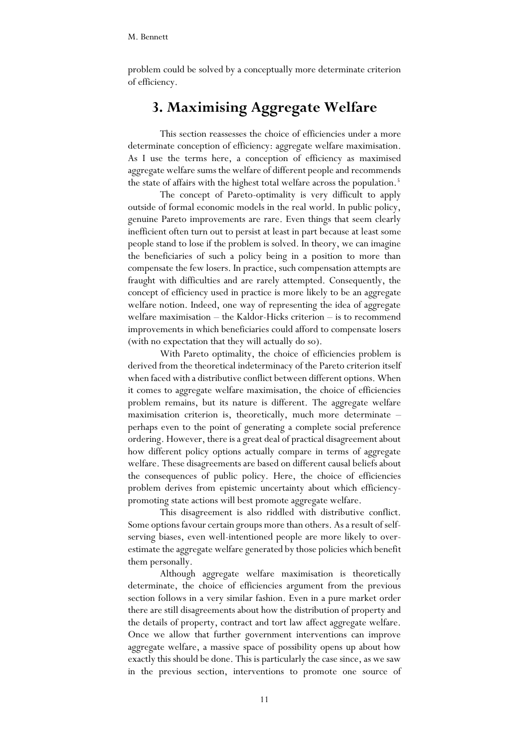problem could be solved by a conceptually more determinate criterion of efficiency.

## 3. Maximising Aggregate Welfare

This section reassesses the choice of efficiencies under a more determinate conception of efficiency: aggregate welfare maximisation. As I use the terms here, a conception of efficiency as maximised aggregate welfare sums the welfare of different people and recommends the state of affairs with the highest total welfare across the population.[5]

The concept of Pareto-optimality is very difficult to apply outside of formal economic models in the real world. In public policy, genuine Pareto improvements are rare. Even things that seem clearly inefficient often turn out to persist at least in part because at least some people stand to lose if the problem is solved. In theory, we can imagine the beneficiaries of such a policy being in a position to more than compensate the few losers. In practice, such compensation attempts are fraught with difficulties and are rarely attempted. Consequently, the concept of efficiency used in practice is more likely to be an aggregate welfare notion. Indeed, one way of representing the idea of aggregate welfare maximisation – the Kaldor-Hicks criterion – is to recommend improvements in which beneficiaries could afford to compensate losers (with no expectation that they will actually do so).

With Pareto optimality, the choice of efficiencies problem is derived from the theoretical indeterminacy of the Pareto criterion itself when faced with a distributive conflict between different options. When it comes to aggregate welfare maximisation, the choice of efficiencies problem remains, but its nature is different. The aggregate welfare maximisation criterion is, theoretically, much more determinate – perhaps even to the point of generating a complete social preference ordering. However, there is a great deal of practical disagreement about how different policy options actually compare in terms of aggregate welfare. These disagreements are based on different causal beliefs about the consequences of public policy. Here, the choice of efficiencies problem derives from epistemic uncertainty about which efficiency-promoting state actions will best promote aggregate welfare.

This disagreement is also riddled with distributive conflict. Some options favour certain groups more than others. As a result of self-serving biases, even well-intentioned people are more likely to over-estimate the aggregate welfare generated by those policies which benefit them personally.

Although aggregate welfare maximisation is theoretically determinate, the choice of efficiencies argument from the previous section follows in a very similar fashion. Even in a pure market order there are still disagreements about how the distribution of property and the details of property, contract and tort law affect aggregate welfare. Once we allow that further government interventions can improve aggregate welfare, a massive space of possibility opens up about how exactly this should be done. This is particularly the case since, as we saw in the previous section, interventions to promote one source of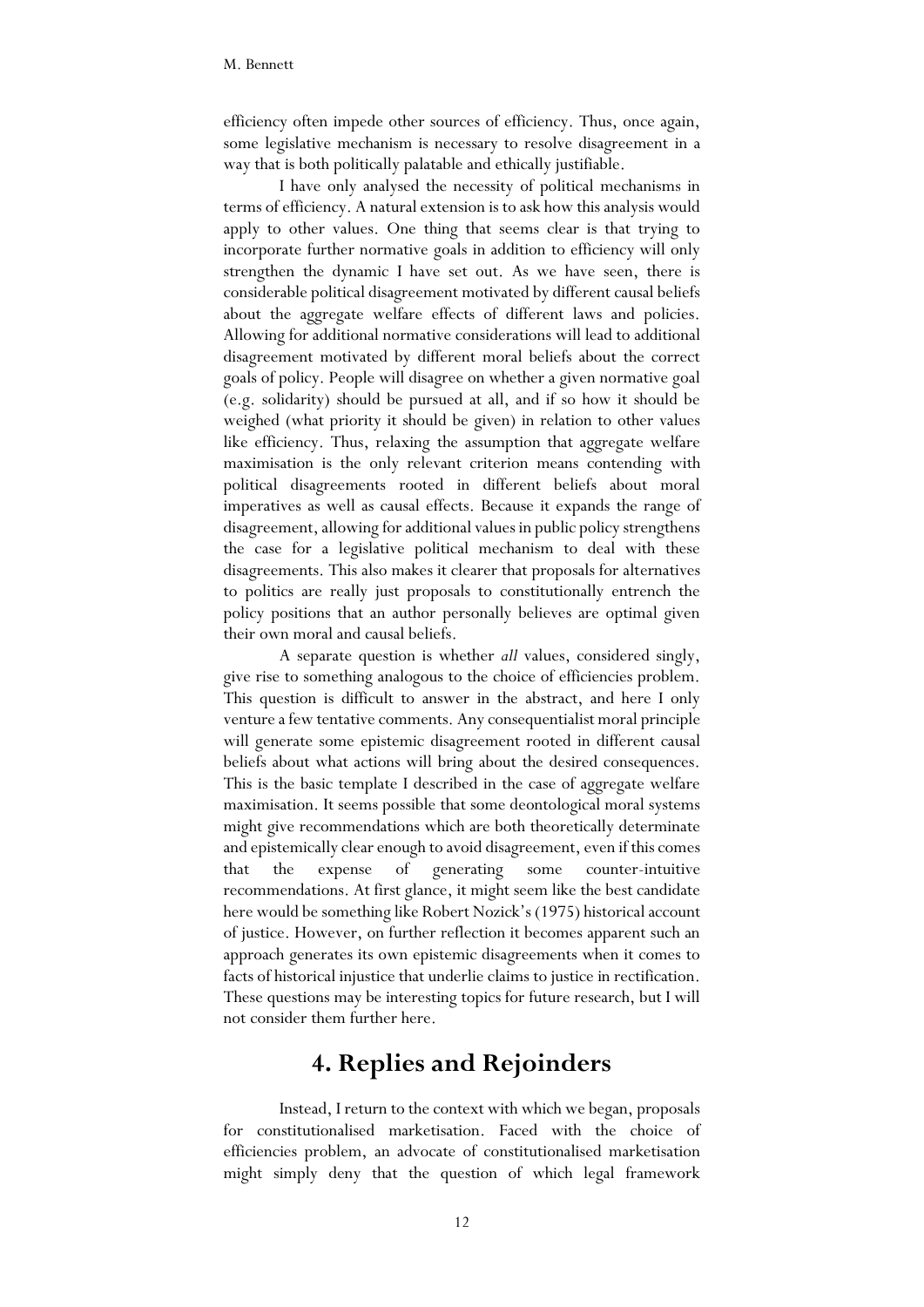efficiency often impede other sources of efficiency. Thus, once again, some legislative mechanism is necessary to resolve disagreement in a way that is both politically palatable and ethically justifiable.

I have only analysed the necessity of political mechanisms in terms of efficiency. A natural extension is to ask how this analysis would apply to other values. One thing that seems clear is that trying to incorporate further normative goals in addition to efficiency will only strengthen the dynamic I have set out. As we have seen, there is considerable political disagreement motivated by different causal beliefs about the aggregate welfare effects of different laws and policies. Allowing for additional normative considerations will lead to additional disagreement motivated by different moral beliefs about the correct goals of policy. People will disagree on whether a given normative goal (e.g. solidarity) should be pursued at all, and if so how it should be weighed (what priority it should be given) in relation to other values like efficiency. Thus, relaxing the assumption that aggregate welfare maximisation is the only relevant criterion means contending with political disagreements rooted in different beliefs about moral imperatives as well as causal effects. Because it expands the range of disagreement, allowing for additional values in public policy strengthens the case for a legislative political mechanism to deal with these disagreements. This also makes it clearer that proposals for alternatives to politics are really just proposals to constitutionally entrench the policy positions that an author personally believes are optimal given their own moral and causal beliefs.

A separate question is whether *all* values, considered singly, give rise to something analogous to the choice of efficiencies problem. This question is difficult to answer in the abstract, and here I only venture a few tentative comments. Any consequentialist moral principle will generate some epistemic disagreement rooted in different causal beliefs about what actions will bring about the desired consequences. This is the basic template I described in the case of aggregate welfare maximisation. It seems possible that some deontological moral systems might give recommendations which are both theoretically determinate and epistemically clear enough to avoid disagreement, even if this comes that the expense of generating some counter-intuitive recommendations. At first glance, it might seem like the best candidate here would be something like Robert Nozick's (1975) historical account of justice. However, on further reflection it becomes apparent such an approach generates its own epistemic disagreements when it comes to facts of historical injustice that underlie claims to justice in rectification. These questions may be interesting topics for future research, but I will not consider them further here.

## 4. Replies and Rejoinders

Instead, I return to the context with which we began, proposals for constitutionalised marketisation. Faced with the choice of efficiencies problem, an advocate of constitutionalised marketisation might simply deny that the question of which legal framework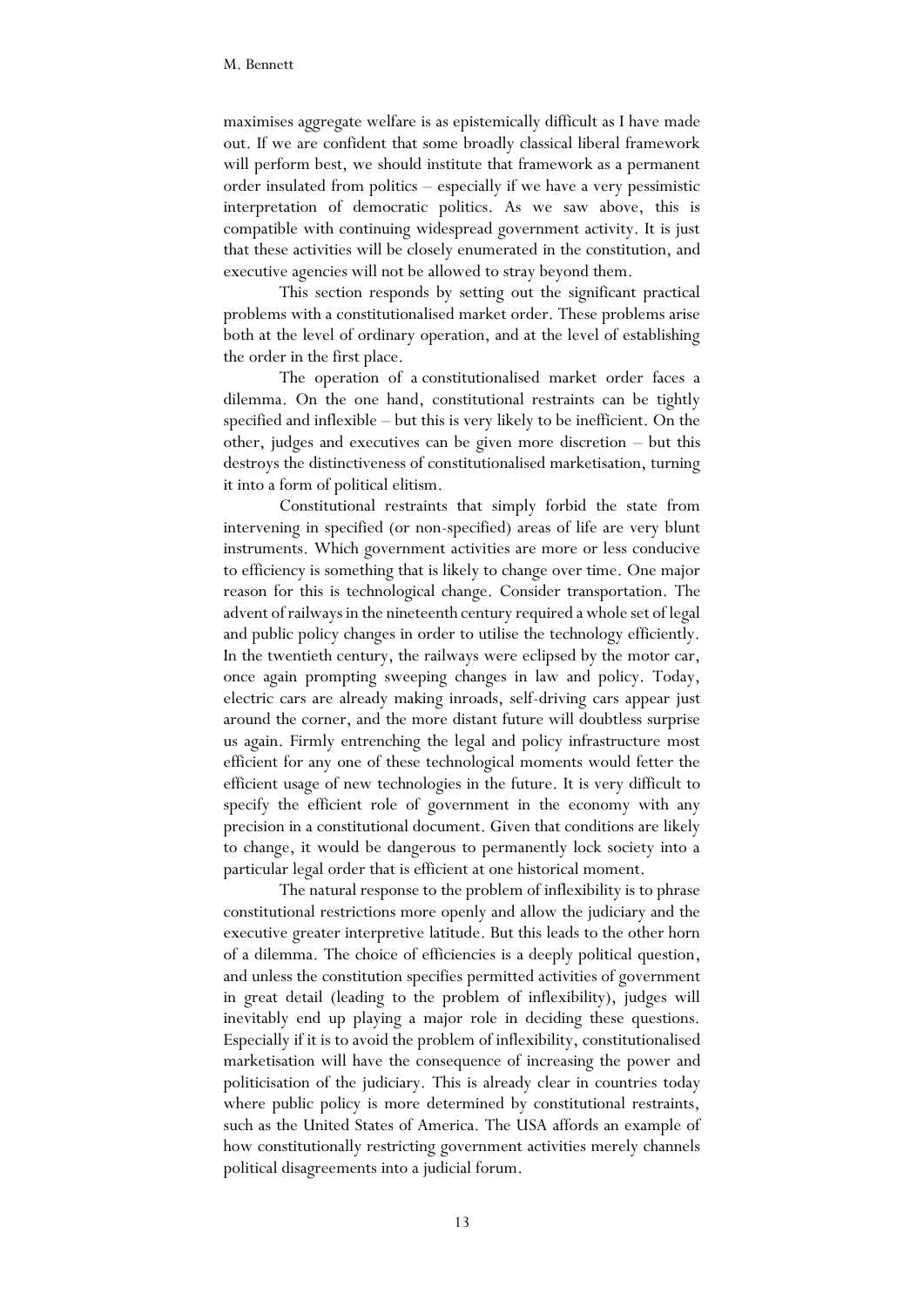maximises aggregate welfare is as epistemically difficult as I have made out. If we are confident that some broadly classical liberal framework will perform best, we should institute that framework as a permanent order insulated from politics – especially if we have a very pessimistic interpretation of democratic politics. As we saw above, this is compatible with continuing widespread government activity. It is just that these activities will be closely enumerated in the constitution, and executive agencies will not be allowed to stray beyond them.

This section responds by setting out the significant practical problems with a constitutionalised market order. These problems arise both at the level of ordinary operation, and at the level of establishing the order in the first place.

The operation of a constitutionalised market order faces a dilemma. On the one hand, constitutional restraints can be tightly specified and inflexible – but this is very likely to be inefficient. On the other, judges and executives can be given more discretion – but this destroys the distinctiveness of constitutionalised marketisation, turning it into a form of political elitism.

Constitutional restraints that simply forbid the state from intervening in specified (or non-specified) areas of life are very blunt instruments. Which government activities are more or less conducive to efficiency is something that is likely to change over time. One major reason for this is technological change. Consider transportation. The advent of railways in the nineteenth century required a whole set of legal and public policy changes in order to utilise the technology efficiently. In the twentieth century, the railways were eclipsed by the motor car, once again prompting sweeping changes in law and policy. Today, electric cars are already making inroads, self-driving cars appear just around the corner, and the more distant future will doubtless surprise us again. Firmly entrenching the legal and policy infrastructure most efficient for any one of these technological moments would fetter the efficient usage of new technologies in the future. It is very difficult to specify the efficient role of government in the economy with any precision in a constitutional document. Given that conditions are likely to change, it would be dangerous to permanently lock society into a particular legal order that is efficient at one historical moment.

The natural response to the problem of inflexibility is to phrase constitutional restrictions more openly and allow the judiciary and the executive greater interpretive latitude. But this leads to the other horn of a dilemma. The choice of efficiencies is a deeply political question, and unless the constitution specifies permitted activities of government in great detail (leading to the problem of inflexibility), judges will inevitably end up playing a major role in deciding these questions. Especially if it is to avoid the problem of inflexibility, constitutionalised marketisation will have the consequence of increasing the power and politicisation of the judiciary. This is already clear in countries today where public policy is more determined by constitutional restraints, such as the United States of America. The USA affords an example of how constitutionally restricting government activities merely channels political disagreements into a judicial forum.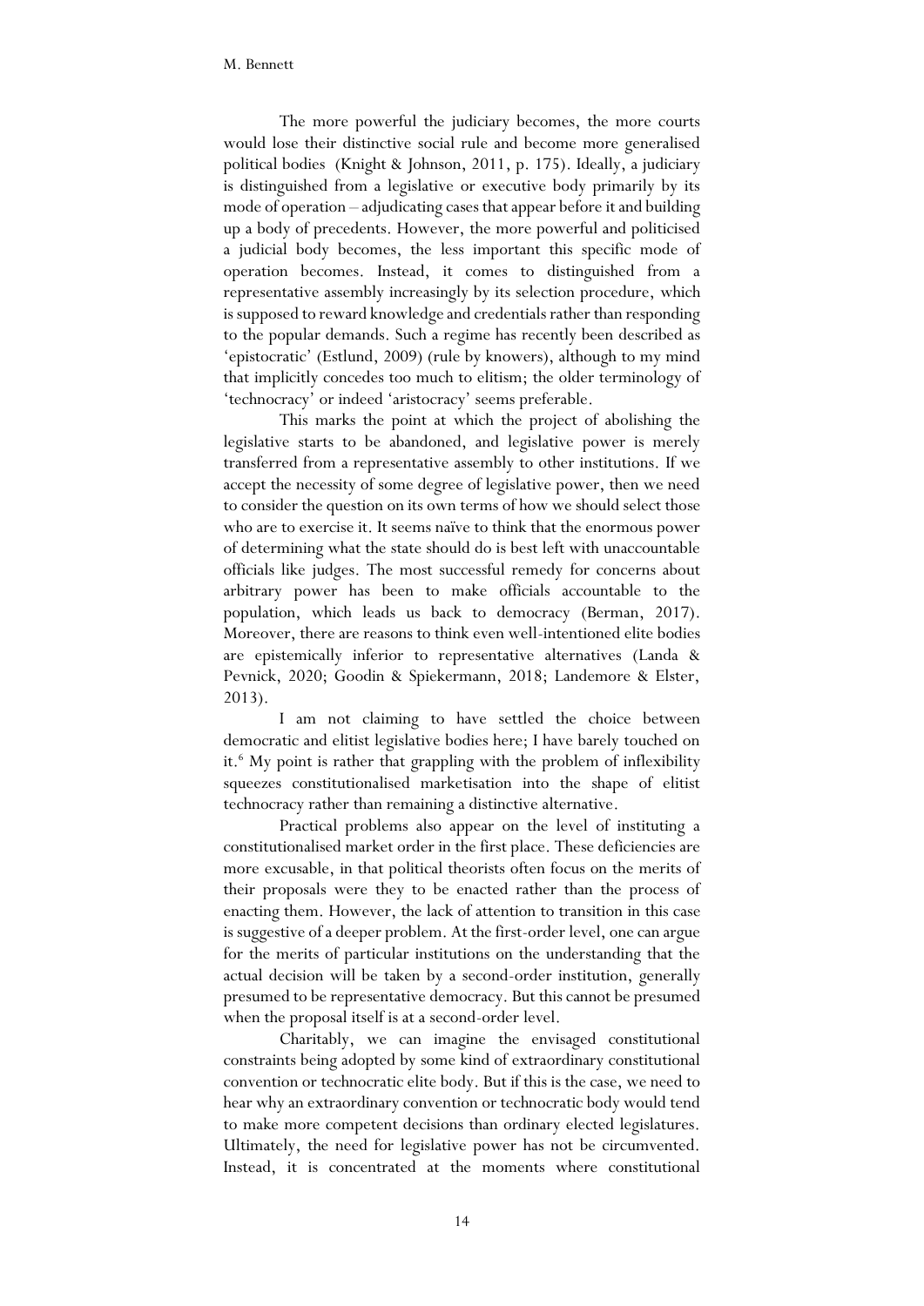The more powerful the judiciary becomes, the more courts would lose their distinctive social rule and become more generalised political bodies (Knight & Johnson, 2011, p. 175). Ideally, a judiciary is distinguished from a legislative or executive body primarily by its mode of operation – adjudicating cases that appear before it and building up a body of precedents. However, the more powerful and politicised a judicial body becomes, the less important this specific mode of operation becomes. Instead, it comes to distinguished from a representative assembly increasingly by its selection procedure, which is supposed to reward knowledge and credentials rather than responding to the popular demands. Such a regime has recently been described as 'epistocratic' (Estlund, 2009) (rule by knowers), although to my mind that implicitly concedes too much to elitism; the older terminology of 'technocracy' or indeed 'aristocracy' seems preferable.

This marks the point at which the project of abolishing the legislative starts to be abandoned, and legislative power is merely transferred from a representative assembly to other institutions. If we accept the necessity of some degree of legislative power, then we need to consider the question on its own terms of how we should select those who are to exercise it. It seems naïve to think that the enormous power of determining what the state should do is best left with unaccountable officials like judges. The most successful remedy for concerns about arbitrary power has been to make officials accountable to the population, which leads us back to democracy (Berman, 2017). Moreover, there are reasons to think even well-intentioned elite bodies are epistemically inferior to representative alternatives (Landa & Pevnick, 2020; Goodin & Spiekermann, 2018; Landemore & Elster, 2013).

I am not claiming to have settled the choice between democratic and elitist legislative bodies here; I have barely touched on it.[6] My point is rather that grappling with the problem of inflexibility squeezes constitutionalised marketisation into the shape of elitist technocracy rather than remaining a distinctive alternative.

Practical problems also appear on the level of instituting a constitutionalised market order in the first place. These deficiencies are more excusable, in that political theorists often focus on the merits of their proposals were they to be enacted rather than the process of enacting them. However, the lack of attention to transition in this case is suggestive of a deeper problem. At the first-order level, one can argue for the merits of particular institutions on the understanding that the actual decision will be taken by a second-order institution, generally presumed to be representative democracy. But this cannot be presumed when the proposal itself is at a second-order level.

Charitably, we can imagine the envisaged constitutional constraints being adopted by some kind of extraordinary constitutional convention or technocratic elite body. But if this is the case, we need to hear why an extraordinary convention or technocratic body would tend to make more competent decisions than ordinary elected legislatures. Ultimately, the need for legislative power has not be circumvented. Instead, it is concentrated at the moments where constitutional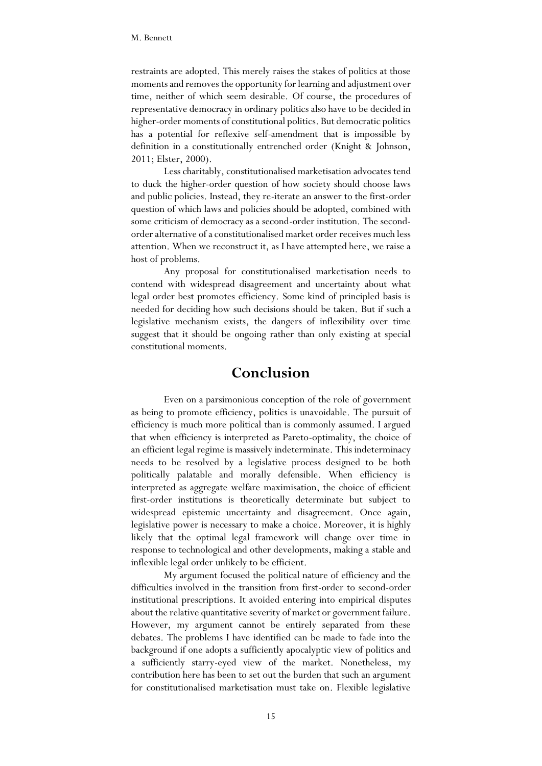restraints are adopted. This merely raises the stakes of politics at those moments and removes the opportunity for learning and adjustment over time, neither of which seem desirable. Of course, the procedures of representative democracy in ordinary politics also have to be decided in higher-order moments of constitutional politics. But democratic politics has a potential for reflexive self-amendment that is impossible by definition in a constitutionally entrenched order (Knight & Johnson, 2011; Elster, 2000).

Less charitably, constitutionalised marketisation advocates tend to duck the higher-order question of how society should choose laws and public policies. Instead, they re-iterate an answer to the first-order question of which laws and policies should be adopted, combined with some criticism of democracy as a second-order institution. The second-order alternative of a constitutionalised market order receives much less attention. When we reconstruct it, as I have attempted here, we raise a host of problems.

Any proposal for constitutionalised marketisation needs to contend with widespread disagreement and uncertainty about what legal order best promotes efficiency. Some kind of principled basis is needed for deciding how such decisions should be taken. But if such a legislative mechanism exists, the dangers of inflexibility over time suggest that it should be ongoing rather than only existing at special constitutional moments.

## Conclusion

Even on a parsimonious conception of the role of government as being to promote efficiency, politics is unavoidable. The pursuit of efficiency is much more political than is commonly assumed. I argued that when efficiency is interpreted as Pareto-optimality, the choice of an efficient legal regime is massively indeterminate. This indeterminacy needs to be resolved by a legislative process designed to be both politically palatable and morally defensible. When efficiency is interpreted as aggregate welfare maximisation, the choice of efficient first-order institutions is theoretically determinate but subject to widespread epistemic uncertainty and disagreement. Once again, legislative power is necessary to make a choice. Moreover, it is highly likely that the optimal legal framework will change over time in response to technological and other developments, making a stable and inflexible legal order unlikely to be efficient.

My argument focused the political nature of efficiency and the difficulties involved in the transition from first-order to second-order institutional prescriptions. It avoided entering into empirical disputes about the relative quantitative severity of market or government failure. However, my argument cannot be entirely separated from these debates. The problems I have identified can be made to fade into the background if one adopts a sufficiently apocalyptic view of politics and a sufficiently starry-eyed view of the market. Nonetheless, my contribution here has been to set out the burden that such an argument for constitutionalised marketisation must take on. Flexible legislative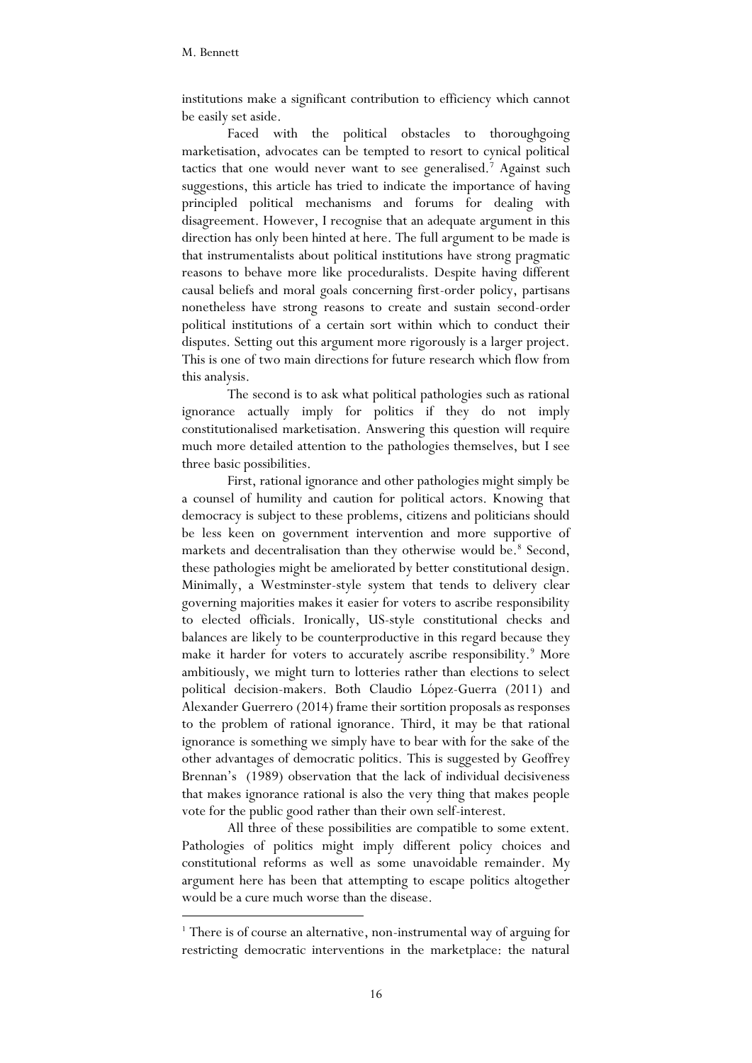institutions make a significant contribution to efficiency which cannot be easily set aside.

Faced with the political obstacles to thoroughgoing marketisation, advocates can be tempted to resort to cynical political tactics that one would never want to see generalised.[7] Against such suggestions, this article has tried to indicate the importance of having principled political mechanisms and forums for dealing with disagreement. However, I recognise that an adequate argument in this direction has only been hinted at here. The full argument to be made is that instrumentalists about political institutions have strong pragmatic reasons to behave more like proceduralists. Despite having different causal beliefs and moral goals concerning first-order policy, partisans nonetheless have strong reasons to create and sustain second-order political institutions of a certain sort within which to conduct their disputes. Setting out this argument more rigorously is a larger project. This is one of two main directions for future research which flow from this analysis.

The second is to ask what political pathologies such as rational ignorance actually imply for politics if they do not imply constitutionalised marketisation. Answering this question will require much more detailed attention to the pathologies themselves, but I see three basic possibilities.

First, rational ignorance and other pathologies might simply be a counsel of humility and caution for political actors. Knowing that democracy is subject to these problems, citizens and politicians should be less keen on government intervention and more supportive of markets and decentralisation than they otherwise would be.[8] Second, these pathologies might be ameliorated by better constitutional design. Minimally, a Westminster-style system that tends to delivery clear governing majorities makes it easier for voters to ascribe responsibility to elected officials. Ironically, US-style constitutional checks and balances are likely to be counterproductive in this regard because they make it harder for voters to accurately ascribe responsibility.[9] More ambitiously, we might turn to lotteries rather than elections to select political decision-makers. Both Claudio López-Guerra (2011) and Alexander Guerrero (2014) frame their sortition proposals as responses to the problem of rational ignorance. Third, it may be that rational ignorance is something we simply have to bear with for the sake of the other advantages of democratic politics. This is suggested by Geoffrey Brennan's (1989) observation that the lack of individual decisiveness that makes ignorance rational is also the very thing that makes people vote for the public good rather than their own self-interest.

All three of these possibilities are compatible to some extent. Pathologies of politics might imply different policy choices and constitutional reforms as well as some unavoidable remainder. My argument here has been that attempting to escape politics altogether would be a cure much worse than the disease.

---

[1] There is of course an alternative, non-instrumental way of arguing for restricting democratic interventions in the marketplace: the natural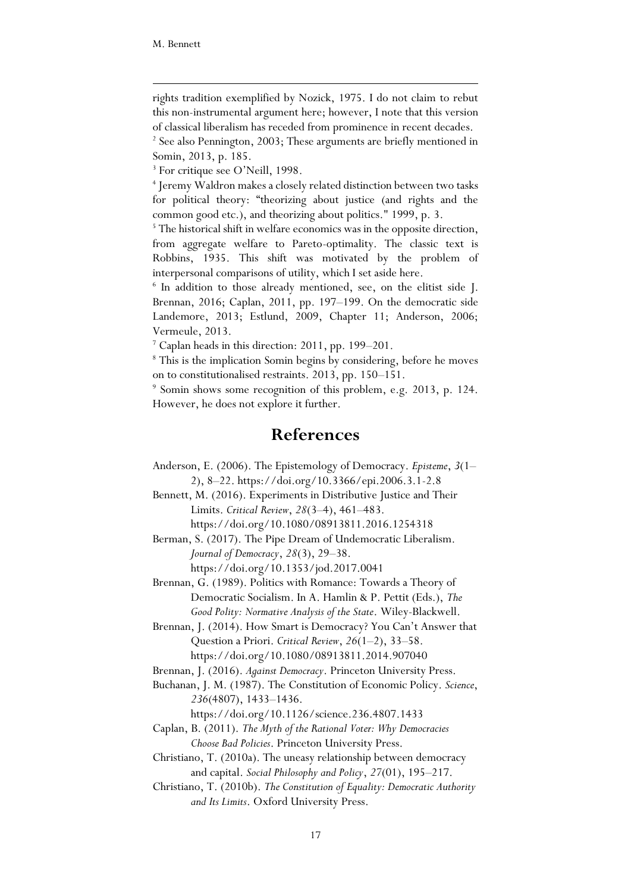rights tradition exemplified by Nozick, 1975. I do not claim to rebut this non-instrumental argument here; however, I note that this version of classical liberalism has receded from prominence in recent decades.

[2] See also Pennington, 2003; These arguments are briefly mentioned in Somin, 2013, p. 185.

[3] For critique see O'Neill, 1998.

[4] Jeremy Waldron makes a closely related distinction between two tasks for political theory: "theorizing about justice (and rights and the common good etc.), and theorizing about politics." 1999, p. 3.

[5] The historical shift in welfare economics was in the opposite direction, from aggregate welfare to Pareto-optimality. The classic text is Robbins, 1935. This shift was motivated by the problem of interpersonal comparisons of utility, which I set aside here.

[6] In addition to those already mentioned, see, on the elitist side J. Brennan, 2016; Caplan, 2011, pp. 197–199. On the democratic side Landemore, 2013; Estlund, 2009, Chapter 11; Anderson, 2006; Vermeule, 2013.

[7] Caplan heads in this direction: 2011, pp. 199–201.

[8] This is the implication Somin begins by considering, before he moves on to constitutionalised restraints. 2013, pp. 150–151.

[9] Somin shows some recognition of this problem, e.g. 2013, p. 124. However, he does not explore it further.

# References

Anderson, E. (2006). The Epistemology of Democracy. *Episteme*, *3*(1–2), 8–22. https://doi.org/10.3366/epi.2006.3.1-2.8

Bennett, M. (2016). Experiments in Distributive Justice and Their Limits. *Critical Review*, *28*(3–4), 461–483. https://doi.org/10.1080/08913811.2016.1254318

Berman, S. (2017). The Pipe Dream of Undemocratic Liberalism. *Journal of Democracy*, *28*(3), 29–38. https://doi.org/10.1353/jod.2017.0041

Brennan, G. (1989). Politics with Romance: Towards a Theory of Democratic Socialism. In A. Hamlin & P. Pettit (Eds.), *The Good Polity: Normative Analysis of the State*. Wiley-Blackwell.

Brennan, J. (2014). How Smart is Democracy? You Can't Answer that Question a Priori. *Critical Review*, *26*(1–2), 33–58. https://doi.org/10.1080/08913811.2014.907040

Brennan, J. (2016). *Against Democracy*. Princeton University Press.

Buchanan, J. M. (1987). The Constitution of Economic Policy. *Science*, *236*(4807), 1433–1436. https://doi.org/10.1126/science.236.4807.1433

Caplan, B. (2011). *The Myth of the Rational Voter: Why Democracies Choose Bad Policies*. Princeton University Press.

Christiano, T. (2010a). The uneasy relationship between democracy and capital. *Social Philosophy and Policy*, *27*(01), 195–217.

Christiano, T. (2010b). *The Constitution of Equality: Democratic Authority and Its Limits*. Oxford University Press.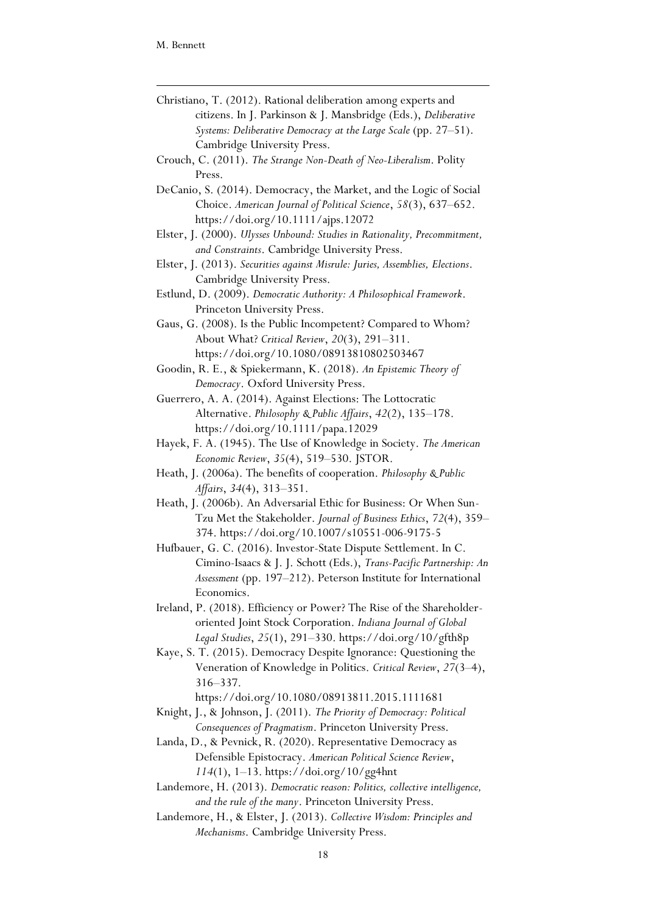Christiano, T. (2012). Rational deliberation among experts and citizens. In J. Parkinson & J. Mansbridge (Eds.), *Deliberative Systems: Deliberative Democracy at the Large Scale* (pp. 27–51). Cambridge University Press.

Crouch, C. (2011). *The Strange Non-Death of Neo-Liberalism*. Polity Press.

DeCanio, S. (2014). Democracy, the Market, and the Logic of Social Choice. *American Journal of Political Science*, *58*(3), 637–652. https://doi.org/10.1111/ajps.12072

Elster, J. (2000). *Ulysses Unbound: Studies in Rationality, Precommitment, and Constraints*. Cambridge University Press.

Elster, J. (2013). *Securities against Misrule: Juries, Assemblies, Elections*. Cambridge University Press.

Estlund, D. (2009). *Democratic Authority: A Philosophical Framework*. Princeton University Press.

Gaus, G. (2008). Is the Public Incompetent? Compared to Whom? About What? *Critical Review*, *20*(3), 291–311. https://doi.org/10.1080/08913810802503467

Goodin, R. E., & Spiekermann, K. (2018). *An Epistemic Theory of Democracy*. Oxford University Press.

Guerrero, A. A. (2014). Against Elections: The Lottocratic Alternative. *Philosophy & Public Affairs*, *42*(2), 135–178. https://doi.org/10.1111/papa.12029

Hayek, F. A. (1945). The Use of Knowledge in Society. *The American Economic Review*, *35*(4), 519–530. JSTOR.

Heath, J. (2006a). The benefits of cooperation. *Philosophy & Public Affairs*, *34*(4), 313–351.

Heath, J. (2006b). An Adversarial Ethic for Business: Or When Sun-Tzu Met the Stakeholder. *Journal of Business Ethics*, *72*(4), 359–374. https://doi.org/10.1007/s10551-006-9175-5

Hufbauer, G. C. (2016). Investor-State Dispute Settlement. In C. Cimino-Isaacs & J. J. Schott (Eds.), *Trans-Pacific Partnership: An Assessment* (pp. 197–212). Peterson Institute for International Economics.

Ireland, P. (2018). Efficiency or Power? The Rise of the Shareholder-oriented Joint Stock Corporation. *Indiana Journal of Global Legal Studies*, *25*(1), 291–330. https://doi.org/10/gfth8p

Kaye, S. T. (2015). Democracy Despite Ignorance: Questioning the Veneration of Knowledge in Politics. *Critical Review*, *27*(3–4), 316–337. https://doi.org/10.1080/08913811.2015.1111681

Knight, J., & Johnson, J. (2011). *The Priority of Democracy: Political Consequences of Pragmatism*. Princeton University Press.

Landa, D., & Pevnick, R. (2020). Representative Democracy as Defensible Epistocracy. *American Political Science Review*, *114*(1), 1–13. https://doi.org/10/gg4hnt

Landemore, H. (2013). *Democratic reason: Politics, collective intelligence, and the rule of the many*. Princeton University Press.

Landemore, H., & Elster, J. (2013). *Collective Wisdom: Principles and Mechanisms*. Cambridge University Press.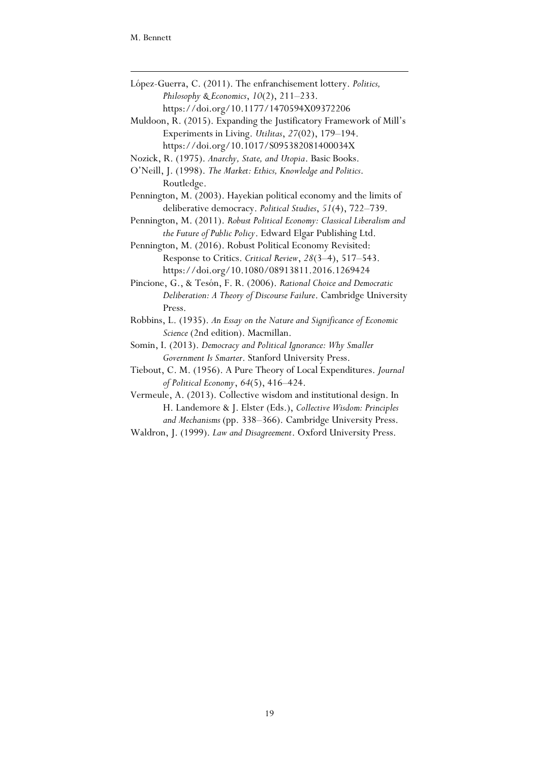López-Guerra, C. (2011). The enfranchisement lottery. *Politics, Philosophy & Economics*, *10*(2), 211–233. https://doi.org/10.1177/1470594X09372206

Muldoon, R. (2015). Expanding the Justificatory Framework of Mill's Experiments in Living. *Utilitas*, *27*(02), 179–194. https://doi.org/10.1017/S095382081400034X

Nozick, R. (1975). *Anarchy, State, and Utopia*. Basic Books.

O'Neill, J. (1998). *The Market: Ethics, Knowledge and Politics*. Routledge.

Pennington, M. (2003). Hayekian political economy and the limits of deliberative democracy. *Political Studies*, *51*(4), 722–739.

Pennington, M. (2011). *Robust Political Economy: Classical Liberalism and the Future of Public Policy*. Edward Elgar Publishing Ltd.

Pennington, M. (2016). Robust Political Economy Revisited: Response to Critics. *Critical Review*, *28*(3–4), 517–543. https://doi.org/10.1080/08913811.2016.1269424

Pincione, G., & Tesón, F. R. (2006). *Rational Choice and Democratic Deliberation: A Theory of Discourse Failure*. Cambridge University Press.

Robbins, L. (1935). *An Essay on the Nature and Significance of Economic Science* (2nd edition). Macmillan.

Somin, I. (2013). *Democracy and Political Ignorance: Why Smaller Government Is Smarter*. Stanford University Press.

Tiebout, C. M. (1956). A Pure Theory of Local Expenditures. *Journal of Political Economy*, *64*(5), 416–424.

Vermeule, A. (2013). Collective wisdom and institutional design. In H. Landemore & J. Elster (Eds.), *Collective Wisdom: Principles and Mechanisms* (pp. 338–366). Cambridge University Press.

Waldron, J. (1999). *Law and Disagreement*. Oxford University Press.